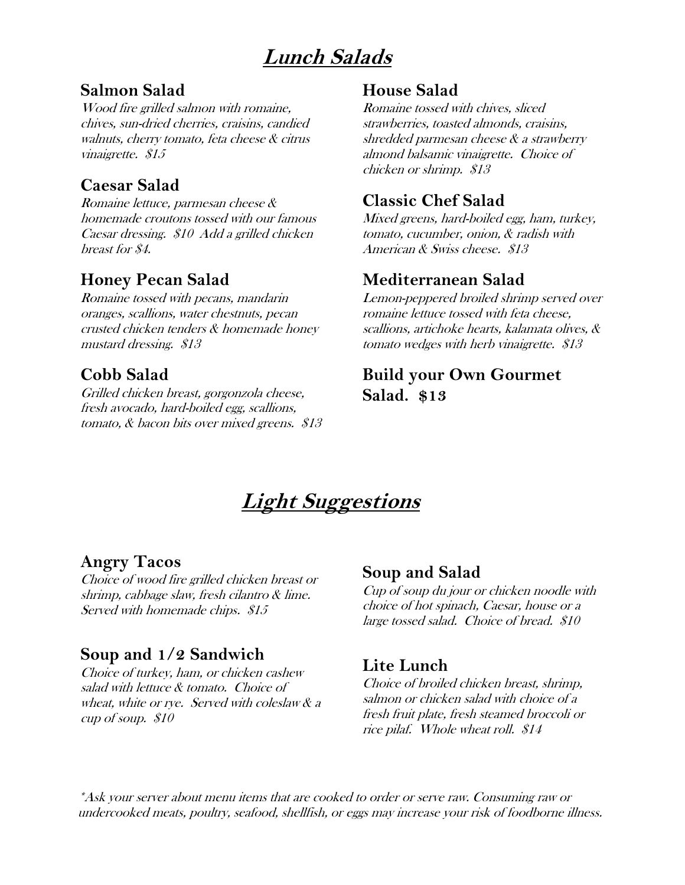# *Lunch Salads*

### Salmon Salad

*Wood fire grilled salmon with romaine, chives, sun-dried cherries, craisins, candied walnuts, cherry tomato, feta cheese & citrus vinaigrette. $15*

### Caesar Salad

*Romaine lettuce, parmesan cheese & homemade croutons tossed with our famous Caesar dressing. $10 Add a grilled chicken breast for $4.*

### Honey Pecan Salad

*Romaine tossed with pecans, mandarin oranges, scallions, water chestnuts, pecan crusted chicken tenders & homemade honey mustard dressing. $13*

### Cobb Salad

*Grilled chicken breast, gorgonzola cheese, fresh avocado, hard-boiled egg, scallions, tomato, & bacon bits over mixed greens. $13*

### House Salad

*Romaine tossed with chives, sliced strawberries, toasted almonds, craisins, shredded parmesan cheese & a strawberry almond balsamic vinaigrette. Choice of chicken or shrimp. $13*

### Classic Chef Salad

*Mixed greens, hard-boiled egg, ham, turkey, tomato, cucumber, onion, & radish with American & Swiss cheese. $13*

### Mediterranean Salad

*Lemon-peppered broiled shrimp served over romaine lettuce tossed with feta cheese, scallions, artichoke hearts, kalamata olives, & tomato wedges with herb vinaigrette. $13*

### Build your Own Gourmet Salad. $13

# *Light Suggestions*

### Angry Tacos

*Choice of wood fire grilled chicken breast or shrimp, cabbage slaw, fresh cilantro & lime. Served with homemade chips. $15*

### Soup and 1/2 Sandwich

*Choice of turkey, ham, or chicken cashew salad with lettuce & tomato. Choice of wheat, white or rye. Served with coleslaw & a cup of soup. $10*

### Soup and Salad

*Cup of soup du jour or chicken noodle with choice of hot spinach, Caesar, house or a large tossed salad. Choice of bread. $10*

### Lite Lunch

*Choice of broiled chicken breast, shrimp, salmon or chicken salad with choice of a fresh fruit plate, fresh steamed broccoli or rice pilaf. Whole wheat roll. $14*

*\*Ask your server about menu items that are cooked to order or serve raw. Consuming raw or undercooked meats, poultry, seafood, shellfish, or eggs may increase your risk of foodborne illness.*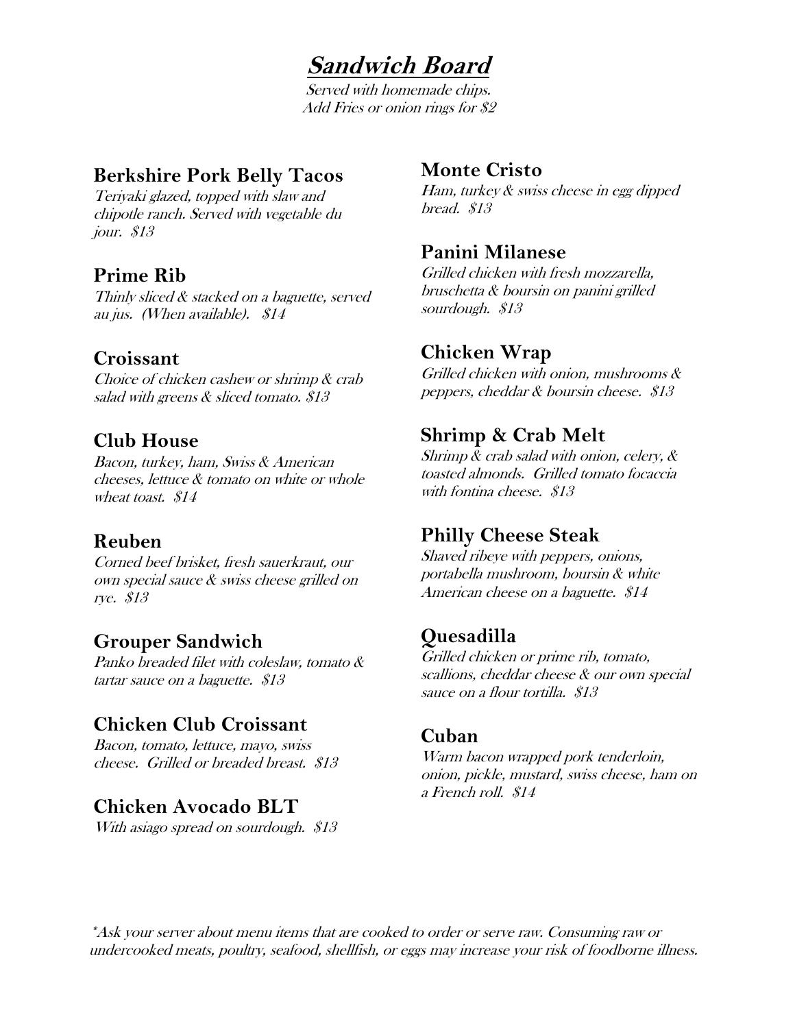# Sandwich Board

*Served with homemade chips.*
*Add Fries or onion rings for $2*

## Berkshire Pork Belly Tacos

*Teriyaki glazed, topped with slaw and chipotle ranch. Served with vegetable du jour. $13*

## Prime Rib

*Thinly sliced & stacked on a baguette, served au jus. (When available). $14*

## Croissant

*Choice of chicken cashew or shrimp & crab salad with greens & sliced tomato. $13*

## Club House

*Bacon, turkey, ham, Swiss & American cheeses, lettuce & tomato on white or whole wheat toast. $14*

## Reuben

*Corned beef brisket, fresh sauerkraut, our own special sauce & swiss cheese grilled on rye. $13*

## Grouper Sandwich

*Panko breaded filet with coleslaw, tomato & tartar sauce on a baguette. $13*

## Chicken Club Croissant

*Bacon, tomato, lettuce, mayo, swiss cheese. Grilled or breaded breast. $13*

## Chicken Avocado BLT

*With asiago spread on sourdough. $13*

## Monte Cristo

*Ham, turkey & swiss cheese in egg dipped bread. $13*

## Panini Milanese

*Grilled chicken with fresh mozzarella, bruschetta & boursin on panini grilled sourdough. $13*

## Chicken Wrap

*Grilled chicken with onion, mushrooms & peppers, cheddar & boursin cheese. $13*

## Shrimp & Crab Melt

*Shrimp & crab salad with onion, celery, & toasted almonds. Grilled tomato focaccia with fontina cheese. $13*

## Philly Cheese Steak

*Shaved ribeye with peppers, onions, portabella mushroom, boursin & white American cheese on a baguette. $14*

## Quesadilla

*Grilled chicken or prime rib, tomato, scallions, cheddar cheese & our own special sauce on a flour tortilla. $13*

## Cuban

*Warm bacon wrapped pork tenderloin, onion, pickle, mustard, swiss cheese, ham on a French roll. $14*

*\*Ask your server about menu items that are cooked to order or serve raw. Consuming raw or undercooked meats, poultry, seafood, shellfish, or eggs may increase your risk of foodborne illness.*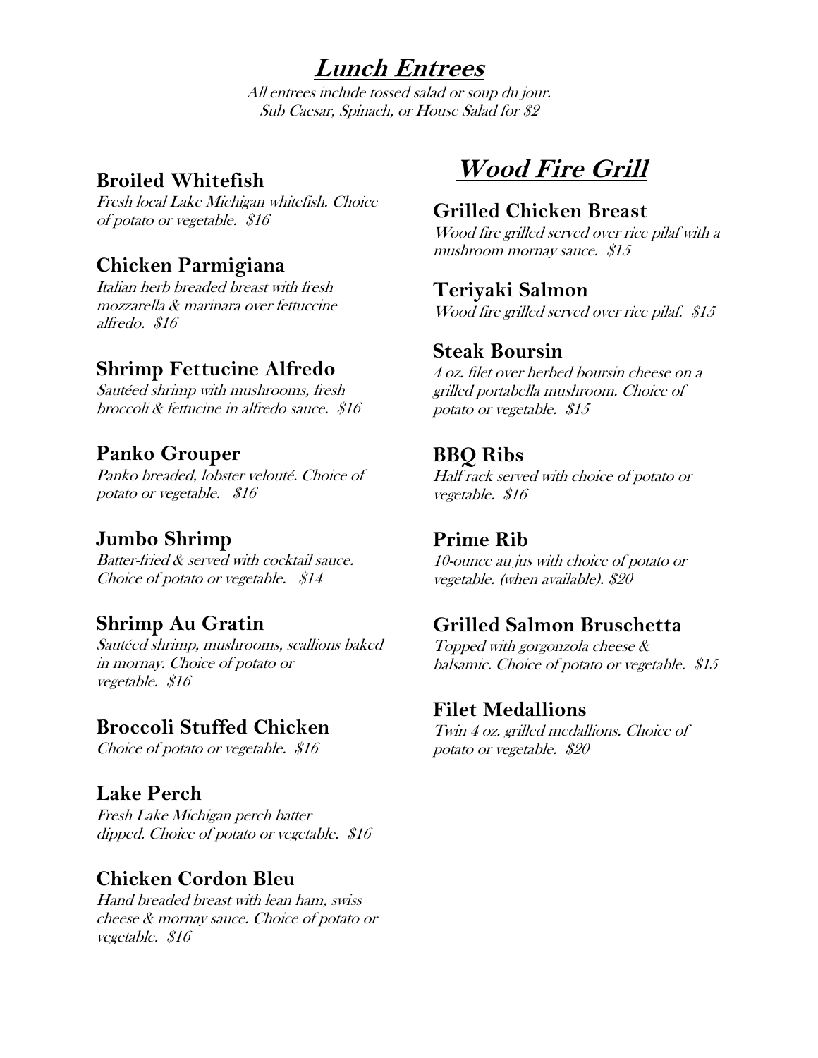# ***Lunch Entrees***

*All entrees include tossed salad or soup du jour.*
*Sub Caesar, Spinach, or House Salad for $2*

### Broiled Whitefish

*Fresh local Lake Michigan whitefish. Choice of potato or vegetable. $16*

### Chicken Parmigiana

*Italian herb breaded breast with fresh mozzarella & marinara over fettuccine alfredo. $16*

### Shrimp Fettucine Alfredo

*Sautéed shrimp with mushrooms, fresh broccoli & fettucine in alfredo sauce. $16*

### Panko Grouper

*Panko breaded, lobster velouté. Choice of potato or vegetable. $16*

### Jumbo Shrimp

*Batter-fried & served with cocktail sauce. Choice of potato or vegetable. $14*

### Shrimp Au Gratin

*Sautéed shrimp, mushrooms, scallions baked in mornay. Choice of potato or vegetable. $16*

### Broccoli Stuffed Chicken

*Choice of potato or vegetable. $16*

### Lake Perch

*Fresh Lake Michigan perch batter dipped. Choice of potato or vegetable. $16*

### Chicken Cordon Bleu

*Hand breaded breast with lean ham, swiss cheese & mornay sauce. Choice of potato or vegetable. $16*

## ***Wood Fire Grill***

### Grilled Chicken Breast

*Wood fire grilled served over rice pilaf with a mushroom mornay sauce. $15*

### Teriyaki Salmon

*Wood fire grilled served over rice pilaf. $15*

### Steak Boursin

*4 oz. filet over herbed boursin cheese on a grilled portabella mushroom. Choice of potato or vegetable. $15*

### BBQ Ribs

*Half rack served with choice of potato or vegetable. $16*

### Prime Rib

*10-ounce au jus with choice of potato or vegetable. (when available). $20*

### Grilled Salmon Bruschetta

*Topped with gorgonzola cheese & balsamic. Choice of potato or vegetable. $15*

### Filet Medallions

*Twin 4 oz. grilled medallions. Choice of potato or vegetable. $20*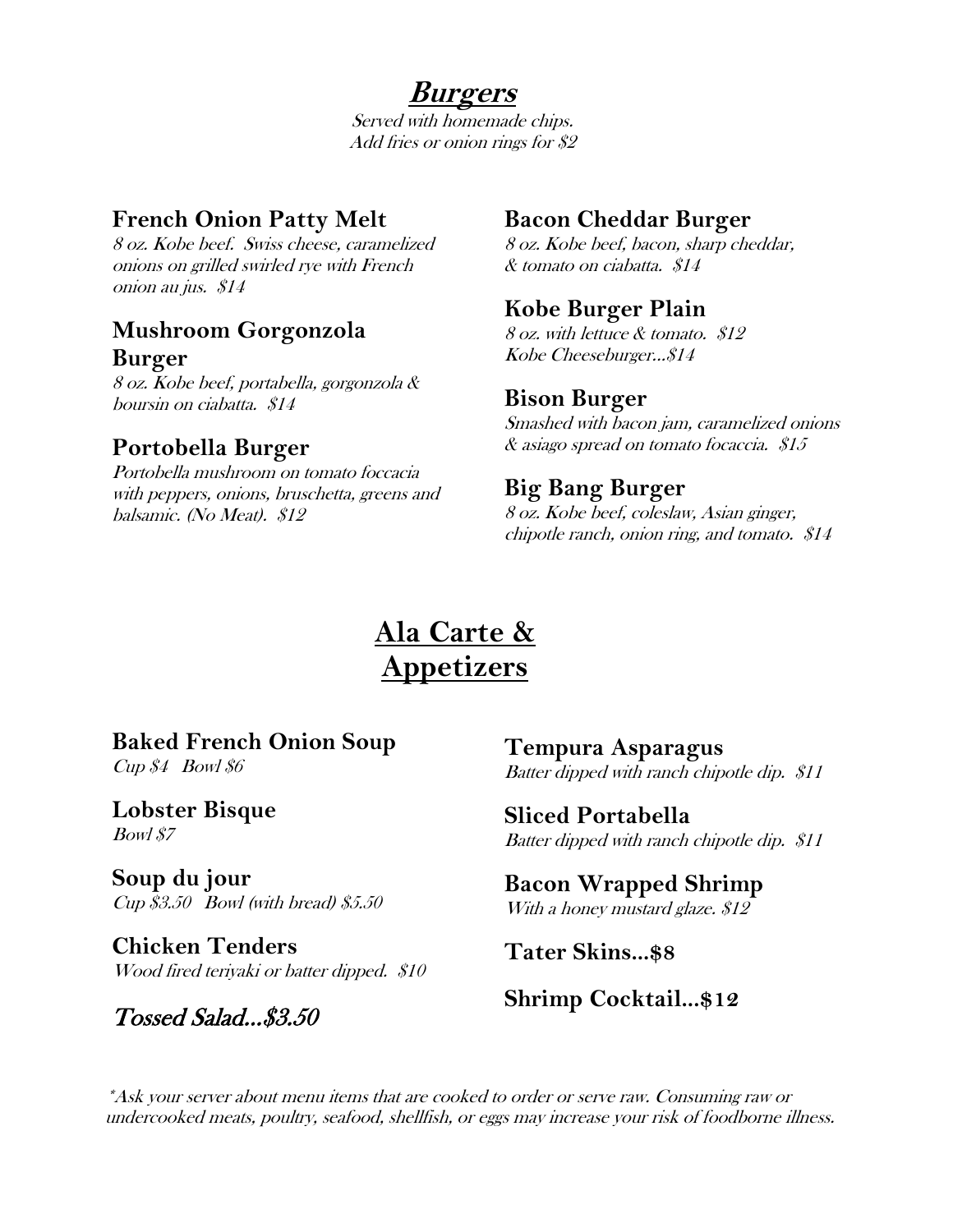# ***Burgers***

*Served with homemade chips.*
*Add fries or onion rings for $2*

### French Onion Patty Melt

*8 oz. Kobe beef. Swiss cheese, caramelized onions on grilled swirled rye with French onion au jus. $14*

### Mushroom Gorgonzola Burger

*8 oz. Kobe beef, portabella, gorgonzola & boursin on ciabatta. $14*

### Portobella Burger

*Portobella mushroom on tomato foccacia with peppers, onions, bruschetta, greens and balsamic. (No Meat). $12*

### Bacon Cheddar Burger

*8 oz. Kobe beef, bacon, sharp cheddar, & tomato on ciabatta. $14*

### Kobe Burger Plain

*8 oz. with lettuce & tomato. $12*
*Kobe Cheeseburger…$14*

### Bison Burger

*Smashed with bacon jam, caramelized onions & asiago spread on tomato focaccia. $15*

### Big Bang Burger

*8 oz. Kobe beef, coleslaw, Asian ginger, chipotle ranch, onion ring, and tomato. $14*

# Ala Carte & Appetizers

### Baked French Onion Soup

*Cup $4 Bowl $6*

### Lobster Bisque

*Bowl $7*

### Soup du jour

*Cup $3.50 Bowl (with bread) $5.50*

### Chicken Tenders

*Wood fired teriyaki or batter dipped. $10*

### *Tossed Salad…$3.50*

### Tempura Asparagus

*Batter dipped with ranch chipotle dip. $11*

### Sliced Portabella

*Batter dipped with ranch chipotle dip. $11*

### Bacon Wrapped Shrimp

*With a honey mustard glaze. $12*

### Tater Skins…$8

### Shrimp Cocktail…$12

*\*Ask your server about menu items that are cooked to order or serve raw. Consuming raw or undercooked meats, poultry, seafood, shellfish, or eggs may increase your risk of foodborne illness.*